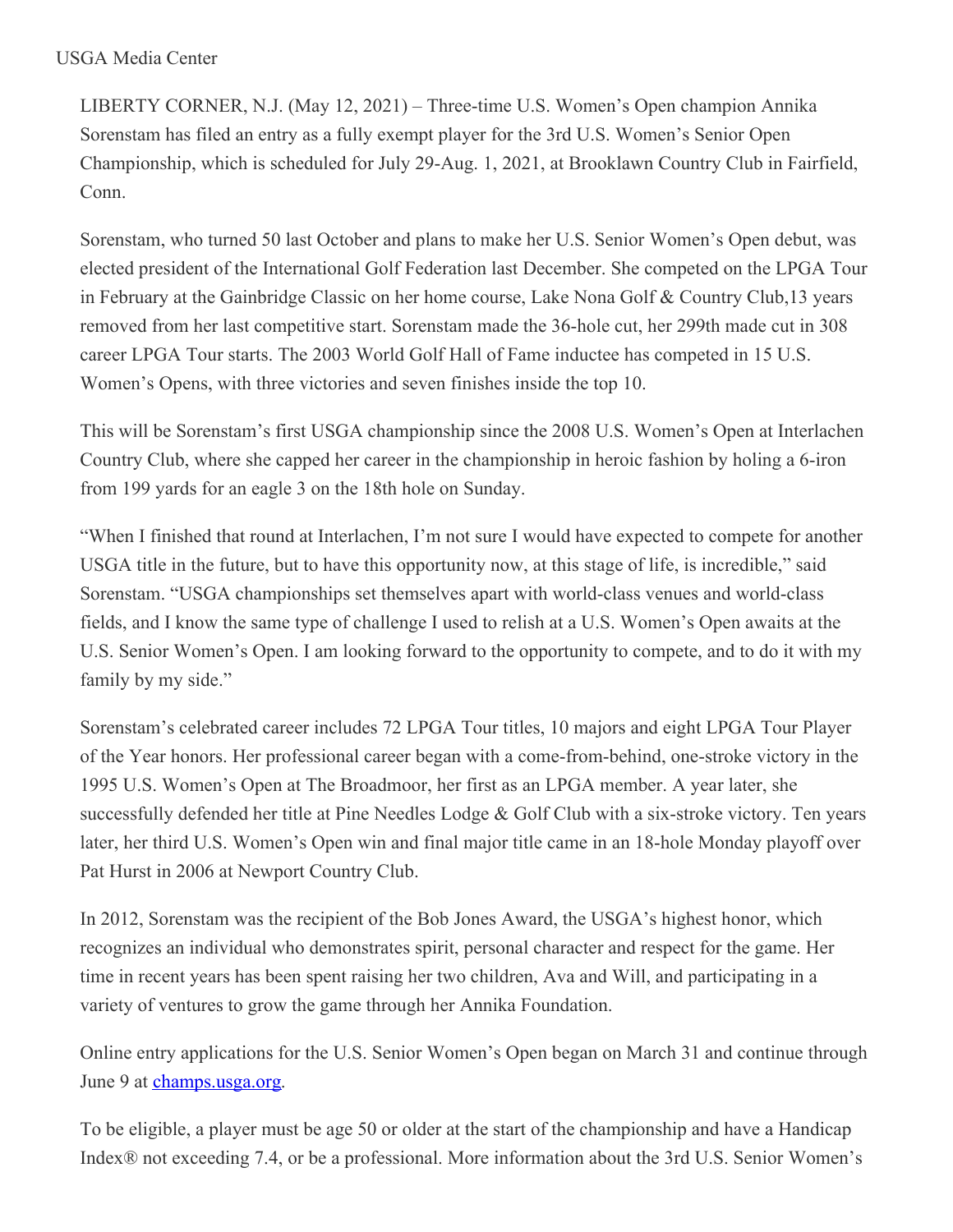USGA Media Center

LIBERTY CORNER, N.J. (May 12, 2021) – Three-time U.S. Women's Open champion Annika Sorenstam has filed an entry as a fully exempt player for the 3rd U.S. Women's Senior Open Championship, which is scheduled for July 29-Aug. 1, 2021, at Brooklawn Country Club in Fairfield, Conn.

Sorenstam, who turned 50 last October and plans to make her U.S. Senior Women's Open debut, was elected president of the International Golf Federation last December. She competed on the LPGA Tour in February at the Gainbridge Classic on her home course, Lake Nona Golf & Country Club,13 years removed from her last competitive start. Sorenstam made the 36-hole cut, her 299th made cut in 308 career LPGA Tour starts. The 2003 World Golf Hall of Fame inductee has competed in 15 U.S. Women's Opens, with three victories and seven finishes inside the top 10.

This will be Sorenstam's first USGA championship since the 2008 U.S. Women's Open at Interlachen Country Club, where she capped her career in the championship in heroic fashion by holing a 6-iron from 199 yards for an eagle 3 on the 18th hole on Sunday.

"When I finished that round at Interlachen, I'm not sure I would have expected to compete for another USGA title in the future, but to have this opportunity now, at this stage of life, is incredible," said Sorenstam. "USGA championships set themselves apart with world-class venues and world-class fields, and I know the same type of challenge I used to relish at a U.S. Women's Open awaits at the U.S. Senior Women's Open. I am looking forward to the opportunity to compete, and to do it with my family by my side."

Sorenstam's celebrated career includes 72 LPGA Tour titles, 10 majors and eight LPGA Tour Player of the Year honors. Her professional career began with a come-from-behind, one-stroke victory in the 1995 U.S. Women's Open at The Broadmoor, her first as an LPGA member. A year later, she successfully defended her title at Pine Needles Lodge & Golf Club with a six-stroke victory. Ten years later, her third U.S. Women's Open win and final major title came in an 18-hole Monday playoff over Pat Hurst in 2006 at Newport Country Club.

In 2012, Sorenstam was the recipient of the Bob Jones Award, the USGA's highest honor, which recognizes an individual who demonstrates spirit, personal character and respect for the game. Her time in recent years has been spent raising her two children, Ava and Will, and participating in a variety of ventures to grow the game through her Annika Foundation.

Online entry applications for the U.S. Senior Women's Open began on March 31 and continue through June 9 at [champs.usga.org](champs.usga.org).

To be eligible, a player must be age 50 or older at the start of the championship and have a Handicap Index® not exceeding 7.4, or be a professional. More information about the 3rd U.S. Senior Women's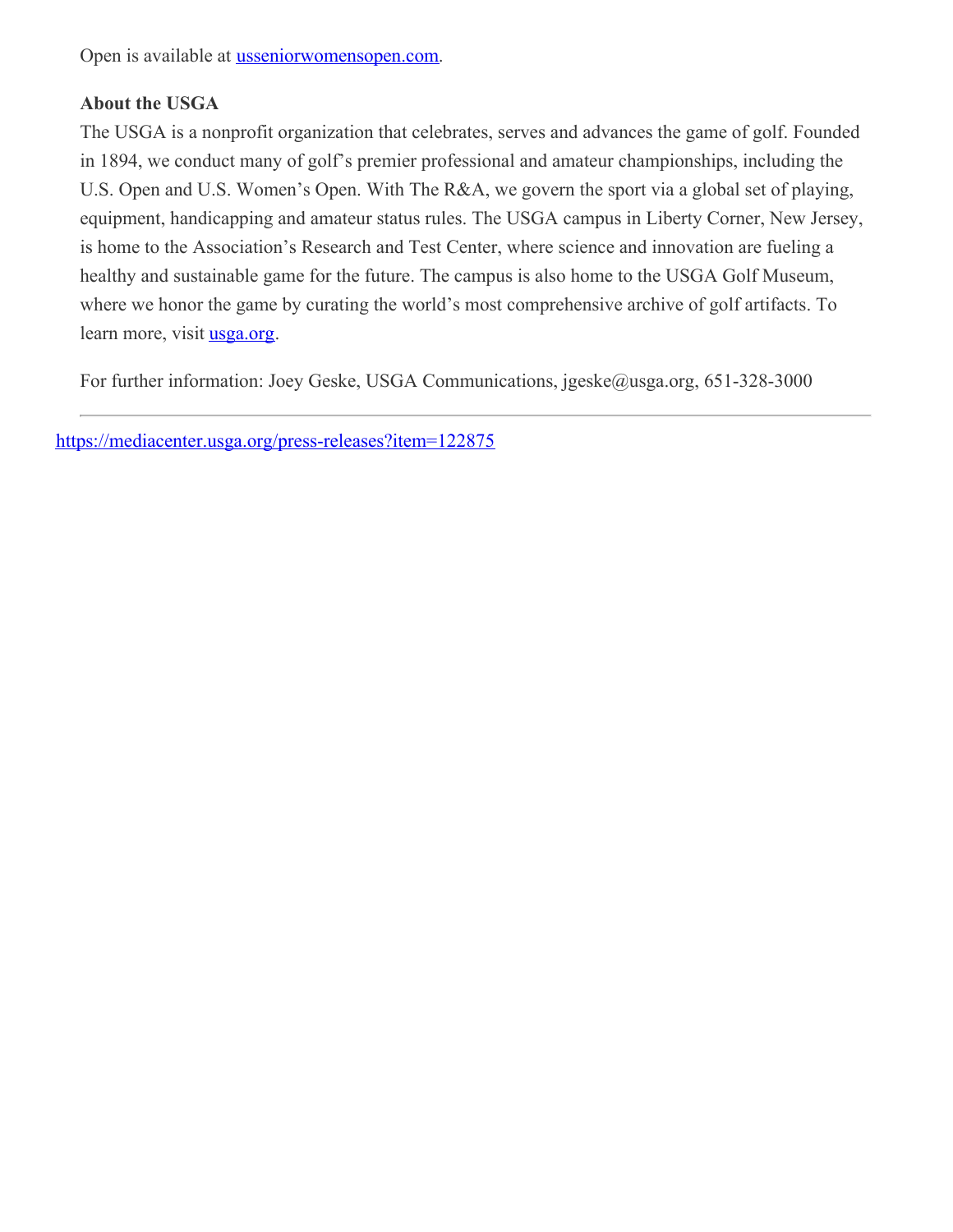Open is available at [usseniorwomensopen.com](usseniorwomensopen.com).

**About the USGA**

The USGA is a nonprofit organization that celebrates, serves and advances the game of golf. Founded in 1894, we conduct many of golf's premier professional and amateur championships, including the U.S. Open and U.S. Women's Open. With The R&A, we govern the sport via a global set of playing, equipment, handicapping and amateur status rules. The USGA campus in Liberty Corner, New Jersey, is home to the Association's Research and Test Center, where science and innovation are fueling a healthy and sustainable game for the future. The campus is also home to the USGA Golf Museum, where we honor the game by curating the world's most comprehensive archive of golf artifacts. To learn more, visit [usga.org](usga.org).

For further information: Joey Geske, USGA Communications, jgeske@usga.org, 651-328-3000

---

https://mediacenter.usga.org/press-releases?item=122875